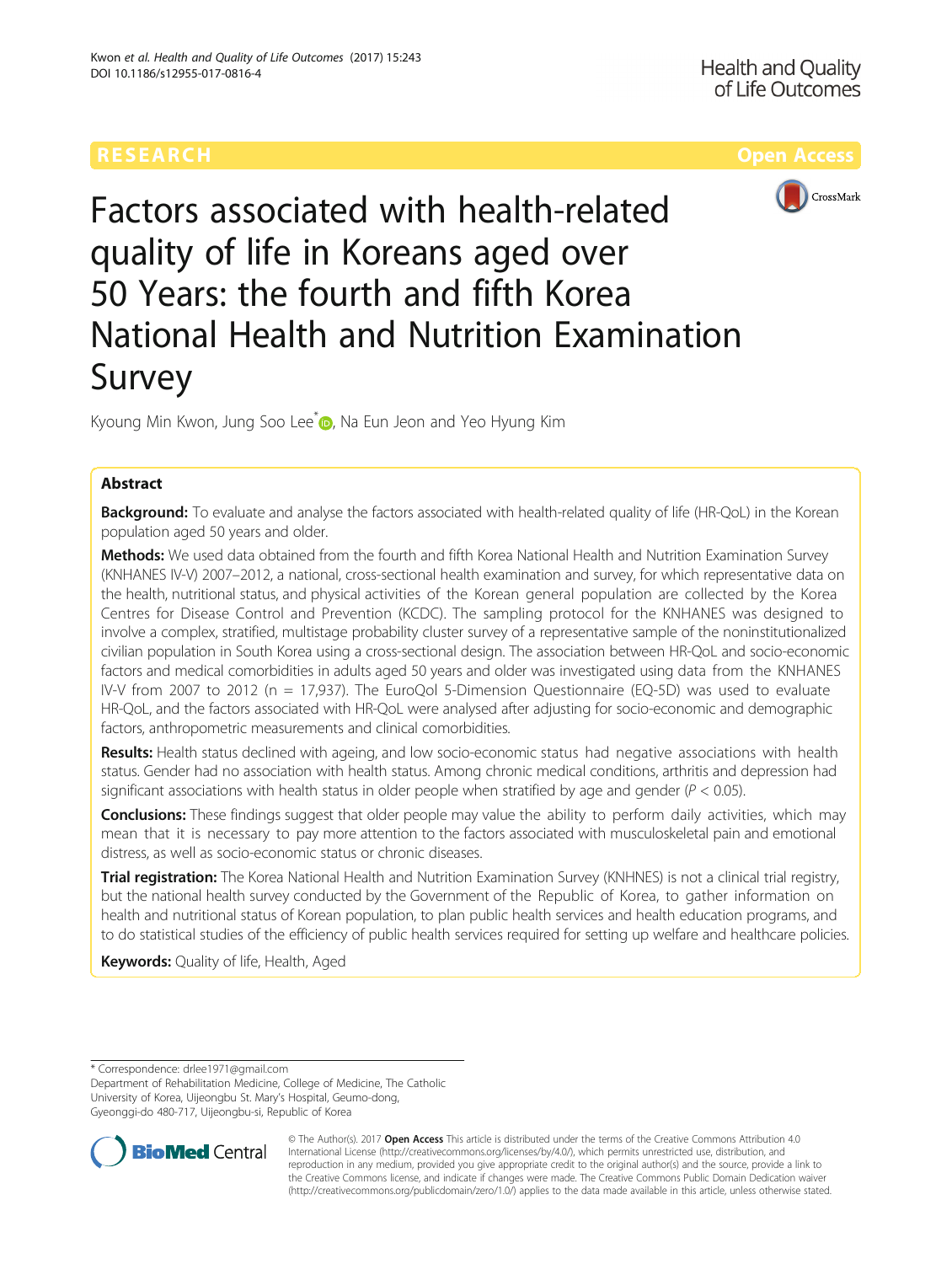RESEARCH Open Access

# Factors associated with health-related quality of life in Koreans aged over 50 Years: the fourth and fifth Korea National Health and Nutrition Examination Survey

Kyoung Min Kwon, Jung Soo Lee*, Na Eun Jeon and Yeo Hyung Kim

## Abstract

**Background:** To evaluate and analyse the factors associated with health-related quality of life (HR-QoL) in the Korean population aged 50 years and older.

**Methods:** We used data obtained from the fourth and fifth Korea National Health and Nutrition Examination Survey (KNHANES IV-V) 2007–2012, a national, cross-sectional health examination and survey, for which representative data on the health, nutritional status, and physical activities of the Korean general population are collected by the Korea Centres for Disease Control and Prevention (KCDC). The sampling protocol for the KNHANES was designed to involve a complex, stratified, multistage probability cluster survey of a representative sample of the noninstitutionalized civilian population in South Korea using a cross-sectional design. The association between HR-QoL and socio-economic factors and medical comorbidities in adults aged 50 years and older was investigated using data from the KNHANES IV-V from 2007 to 2012 (n = 17,937). The EuroQol 5-Dimension Questionnaire (EQ-5D) was used to evaluate HR-QoL, and the factors associated with HR-QoL were analysed after adjusting for socio-economic and demographic factors, anthropometric measurements and clinical comorbidities.

**Results:** Health status declined with ageing, and low socio-economic status had negative associations with health status. Gender had no association with health status. Among chronic medical conditions, arthritis and depression had significant associations with health status in older people when stratified by age and gender ($P < 0.05$).

**Conclusions:** These findings suggest that older people may value the ability to perform daily activities, which may mean that it is necessary to pay more attention to the factors associated with musculoskeletal pain and emotional distress, as well as socio-economic status or chronic diseases.

**Trial registration:** The Korea National Health and Nutrition Examination Survey (KNHNES) is not a clinical trial registry, but the national health survey conducted by the Government of the Republic of Korea, to gather information on health and nutritional status of Korean population, to plan public health services and health education programs, and to do statistical studies of the efficiency of public health services required for setting up welfare and healthcare policies.

**Keywords:** Quality of life, Health, Aged

---

* Correspondence: drlee1971@gmail.com
Department of Rehabilitation Medicine, College of Medicine, The Catholic University of Korea, Uijeongbu St. Mary's Hospital, Geumo-dong, Gyeonggi-do 480-717, Uijeongbu-si, Republic of Korea

© The Author(s). 2017 **Open Access** This article is distributed under the terms of the Creative Commons Attribution 4.0 International License (http://creativecommons.org/licenses/by/4.0/), which permits unrestricted use, distribution, and reproduction in any medium, provided you give appropriate credit to the original author(s) and the source, provide a link to the Creative Commons license, and indicate if changes were made. The Creative Commons Public Domain Dedication waiver (http://creativecommons.org/publicdomain/zero/1.0/) applies to the data made available in this article, unless otherwise stated.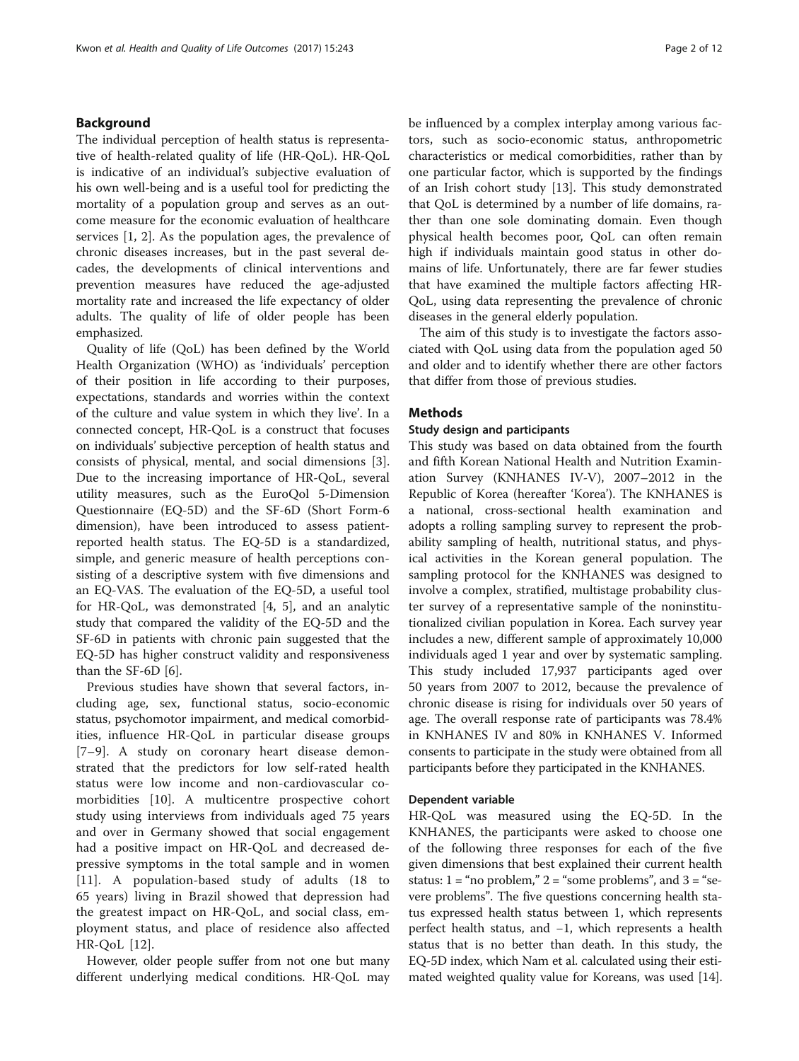## Background

The individual perception of health status is representative of health-related quality of life (HR-QoL). HR-QoL is indicative of an individual's subjective evaluation of his own well-being and is a useful tool for predicting the mortality of a population group and serves as an outcome measure for the economic evaluation of healthcare services [1, 2]. As the population ages, the prevalence of chronic diseases increases, but in the past several decades, the developments of clinical interventions and prevention measures have reduced the age-adjusted mortality rate and increased the life expectancy of older adults. The quality of life of older people has been emphasized.

Quality of life (QoL) has been defined by the World Health Organization (WHO) as 'individuals' perception of their position in life according to their purposes, expectations, standards and worries within the context of the culture and value system in which they live'. In a connected concept, HR-QoL is a construct that focuses on individuals' subjective perception of health status and consists of physical, mental, and social dimensions [3]. Due to the increasing importance of HR-QoL, several utility measures, such as the EuroQol 5-Dimension Questionnaire (EQ-5D) and the SF-6D (Short Form-6 dimension), have been introduced to assess patient-reported health status. The EQ-5D is a standardized, simple, and generic measure of health perceptions consisting of a descriptive system with five dimensions and an EQ-VAS. The evaluation of the EQ-5D, a useful tool for HR-QoL, was demonstrated [4, 5], and an analytic study that compared the validity of the EQ-5D and the SF-6D in patients with chronic pain suggested that the EQ-5D has higher construct validity and responsiveness than the SF-6D [6].

Previous studies have shown that several factors, including age, sex, functional status, socio-economic status, psychomotor impairment, and medical comorbidities, influence HR-QoL in particular disease groups [7–9]. A study on coronary heart disease demonstrated that the predictors for low self-rated health status were low income and non-cardiovascular comorbidities [10]. A multicentre prospective cohort study using interviews from individuals aged 75 years and over in Germany showed that social engagement had a positive impact on HR-QoL and decreased depressive symptoms in the total sample and in women [11]. A population-based study of adults (18 to 65 years) living in Brazil showed that depression had the greatest impact on HR-QoL, and social class, employment status, and place of residence also affected HR-QoL [12].

However, older people suffer from not one but many different underlying medical conditions. HR-QoL may be influenced by a complex interplay among various factors, such as socio-economic status, anthropometric characteristics or medical comorbidities, rather than by one particular factor, which is supported by the findings of an Irish cohort study [13]. This study demonstrated that QoL is determined by a number of life domains, rather than one sole dominating domain. Even though physical health becomes poor, QoL can often remain high if individuals maintain good status in other domains of life. Unfortunately, there are far fewer studies that have examined the multiple factors affecting HR-QoL, using data representing the prevalence of chronic diseases in the general elderly population.

The aim of this study is to investigate the factors associated with QoL using data from the population aged 50 and older and to identify whether there are other factors that differ from those of previous studies.

## Methods

### Study design and participants

This study was based on data obtained from the fourth and fifth Korean National Health and Nutrition Examination Survey (KNHANES IV-V), 2007–2012 in the Republic of Korea (hereafter 'Korea'). The KNHANES is a national, cross-sectional health examination and adopts a rolling sampling survey to represent the probability sampling of health, nutritional status, and physical activities in the Korean general population. The sampling protocol for the KNHANES was designed to involve a complex, stratified, multistage probability cluster survey of a representative sample of the noninstitutionalized civilian population in Korea. Each survey year includes a new, different sample of approximately 10,000 individuals aged 1 year and over by systematic sampling. This study included 17,937 participants aged over 50 years from 2007 to 2012, because the prevalence of chronic disease is rising for individuals over 50 years of age. The overall response rate of participants was 78.4% in KNHANES IV and 80% in KNHANES V. Informed consents to participate in the study were obtained from all participants before they participated in the KNHANES.

### Dependent variable

HR-QoL was measured using the EQ-5D. In the KNHANES, the participants were asked to choose one of the following three responses for each of the five given dimensions that best explained their current health status: 1 = "no problem," 2 = "some problems", and 3 = "severe problems". The five questions concerning health status expressed health status between 1, which represents perfect health status, and −1, which represents a health status that is no better than death. In this study, the EQ-5D index, which Nam et al. calculated using their estimated weighted quality value for Koreans, was used [14].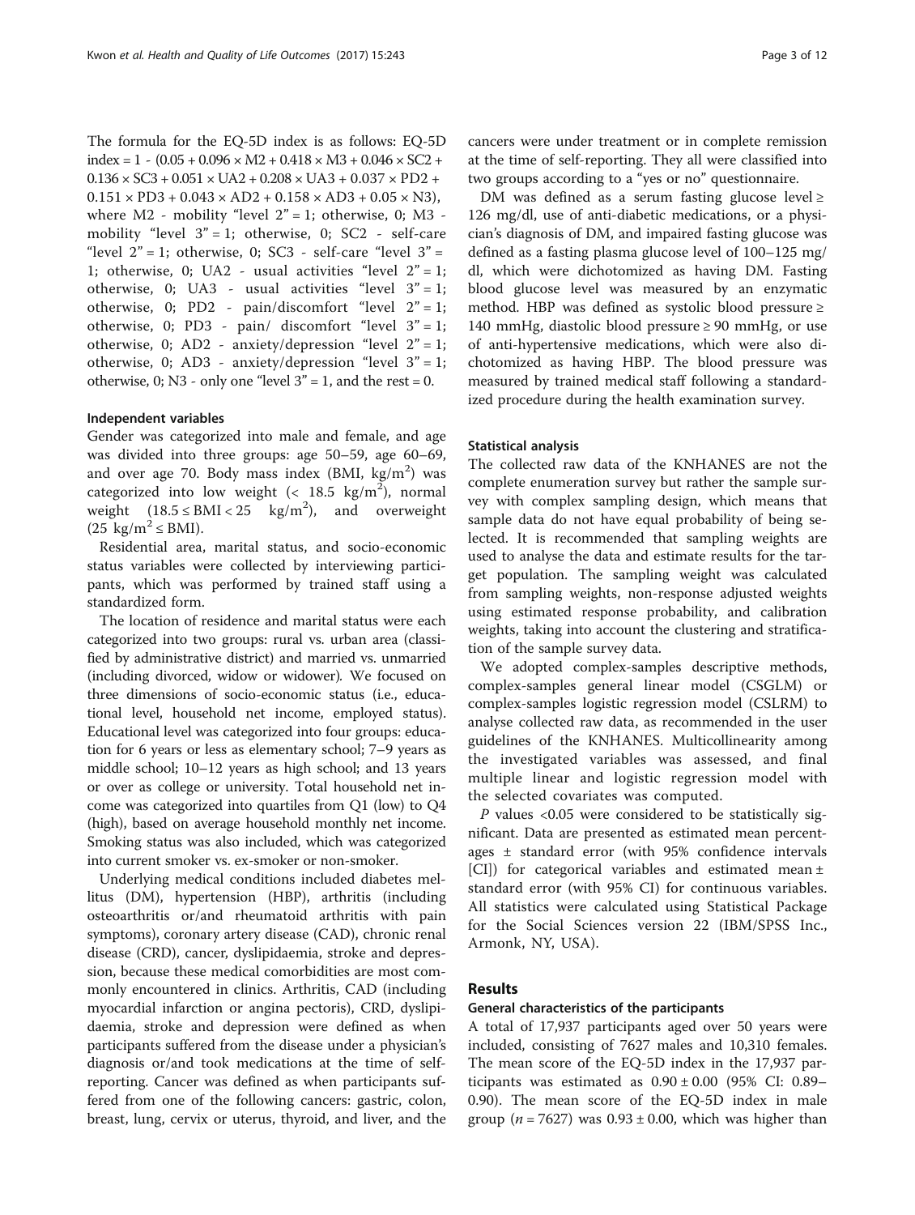The formula for the EQ-5D index is as follows: EQ-5D index = 1 - (0.05 + 0.096 × M2 + 0.418 × M3 + 0.046 × SC2 + 0.136 × SC3 + 0.051 × UA2 + 0.208 × UA3 + 0.037 × PD2 + 0.151 × PD3 + 0.043 × AD2 + 0.158 × AD3 + 0.05 × N3), where M2 - mobility "level 2" = 1; otherwise, 0; M3 - mobility "level 3" = 1; otherwise, 0; SC2 - self-care "level 2" = 1; otherwise, 0; SC3 - self-care "level 3" = 1; otherwise, 0; UA2 - usual activities "level 2" = 1; otherwise, 0; UA3 - usual activities "level 3" = 1; otherwise, 0; PD2 - pain/discomfort "level 2" = 1; otherwise, 0; PD3 - pain/ discomfort "level 3" = 1; otherwise, 0; AD2 - anxiety/depression "level 2" = 1; otherwise, 0; AD3 - anxiety/depression "level 3" = 1; otherwise, 0; N3 - only one "level 3" = 1, and the rest = 0.

### Independent variables

Gender was categorized into male and female, and age was divided into three groups: age 50–59, age 60–69, and over age 70. Body mass index (BMI, $kg/m^2$) was categorized into low weight ($< 18.5\ kg/m^2$), normal weight ($18.5 \leq BMI < 25\ kg/m^2$), and overweight ($25\ kg/m^2 \leq BMI$).

Residential area, marital status, and socio-economic status variables were collected by interviewing participants, which was performed by trained staff using a standardized form.

The location of residence and marital status were each categorized into two groups: rural vs. urban area (classified by administrative district) and married vs. unmarried (including divorced, widow or widower). We focused on three dimensions of socio-economic status (i.e., educational level, household net income, employed status). Educational level was categorized into four groups: education for 6 years or less as elementary school; 7–9 years as middle school; 10–12 years as high school; and 13 years or over as college or university. Total household net income was categorized into quartiles from Q1 (low) to Q4 (high), based on average household monthly net income. Smoking status was also included, which was categorized into current smoker vs. ex-smoker or non-smoker.

Underlying medical conditions included diabetes mellitus (DM), hypertension (HBP), arthritis (including osteoarthritis or/and rheumatoid arthritis with pain symptoms), coronary artery disease (CAD), chronic renal disease (CRD), cancer, dyslipidaemia, stroke and depression, because these medical comorbidities are most commonly encountered in clinics. Arthritis, CAD (including myocardial infarction or angina pectoris), CRD, dyslipidaemia, stroke and depression were defined as when participants suffered from the disease under a physician's diagnosis or/and took medications at the time of self-reporting. Cancer was defined as when participants suffered from one of the following cancers: gastric, colon, breast, lung, cervix or uterus, thyroid, and liver, and the cancers were under treatment or in complete remission at the time of self-reporting. They all were classified into two groups according to a "yes or no" questionnaire.

DM was defined as a serum fasting glucose level ≥ 126 mg/dl, use of anti-diabetic medications, or a physician's diagnosis of DM, and impaired fasting glucose was defined as a fasting plasma glucose level of 100–125 mg/dl, which were dichotomized as having DM. Fasting blood glucose level was measured by an enzymatic method. HBP was defined as systolic blood pressure ≥ 140 mmHg, diastolic blood pressure ≥ 90 mmHg, or use of anti-hypertensive medications, which were also dichotomized as having HBP. The blood pressure was measured by trained medical staff following a standardized procedure during the health examination survey.

### Statistical analysis

The collected raw data of the KNHANES are not the complete enumeration survey but rather the sample survey with complex sampling design, which means that sample data do not have equal probability of being selected. It is recommended that sampling weights are used to analyse the data and estimate results for the target population. The sampling weight was calculated from sampling weights, non-response adjusted weights using estimated response probability, and calibration weights, taking into account the clustering and stratification of the sample survey data.

We adopted complex-samples descriptive methods, complex-samples general linear model (CSGLM) or complex-samples logistic regression model (CSLRM) to analyse collected raw data, as recommended in the user guidelines of the KNHANES. Multicollinearity among the investigated variables was assessed, and final multiple linear and logistic regression model with the selected covariates was computed.

*P* values <0.05 were considered to be statistically significant. Data are presented as estimated mean percentages ± standard error (with 95% confidence intervals [CI]) for categorical variables and estimated mean ± standard error (with 95% CI) for continuous variables. All statistics were calculated using Statistical Package for the Social Sciences version 22 (IBM/SPSS Inc., Armonk, NY, USA).

## Results

### General characteristics of the participants

A total of 17,937 participants aged over 50 years were included, consisting of 7627 males and 10,310 females. The mean score of the EQ-5D index in the 17,937 participants was estimated as 0.90 ± 0.00 (95% CI: 0.89–0.90). The mean score of the EQ-5D index in male group ($n$ = 7627) was 0.93 ± 0.00, which was higher than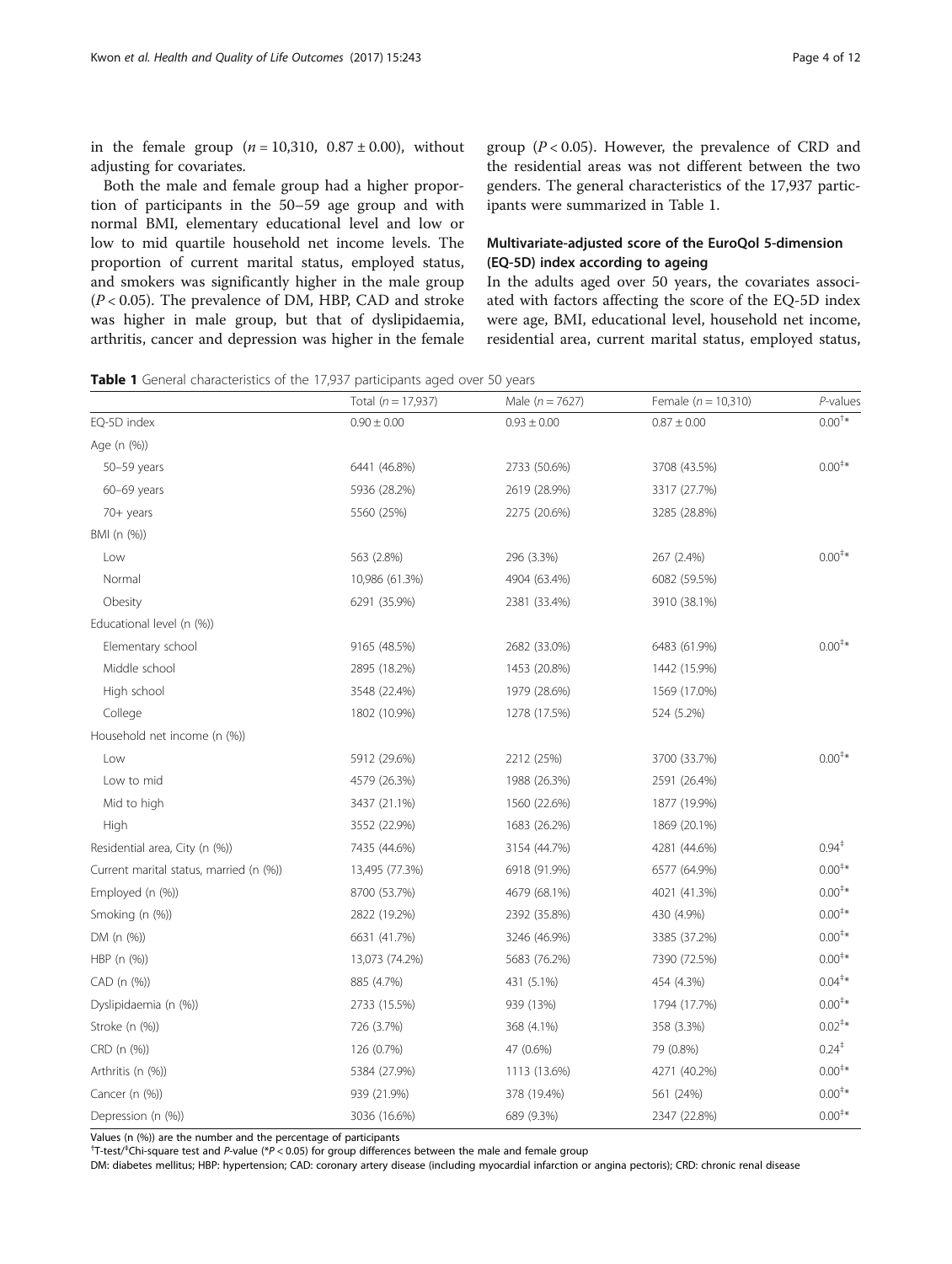in the female group ($n = 10{,}310$, $0.87 \pm 0.00$), without adjusting for covariates.

Both the male and female group had a higher proportion of participants in the 50–59 age group and with normal BMI, elementary educational level and low or low to mid quartile household net income levels. The proportion of current marital status, employed status, and smokers was significantly higher in the male group ($P < 0.05$). The prevalence of DM, HBP, CAD and stroke was higher in male group, but that of dyslipidaemia, arthritis, cancer and depression was higher in the female group ($P < 0.05$). However, the prevalence of CRD and the residential areas was not different between the two genders. The general characteristics of the 17,937 participants were summarized in Table 1.

### Multivariate-adjusted score of the EuroQol 5-dimension (EQ-5D) index according to ageing

In the adults aged over 50 years, the covariates associated with factors affecting the score of the EQ-5D index were age, BMI, educational level, household net income, residential area, current marital status, employed status,

**Table 1** General characteristics of the 17,937 participants aged over 50 years

| | Total ($n = 17{,}937$) | Male ($n = 7627$) | Female ($n = 10{,}310$) | *P*-values |
|---|---|---|---|---|
| EQ-5D index | 0.90 ± 0.00 | 0.93 ± 0.00 | 0.87 ± 0.00 | 0.00[†]* |
| Age (n (%)) | | | | |
| 50–59 years | 6441 (46.8%) | 2733 (50.6%) | 3708 (43.5%) | 0.00[‡]* |
| 60–69 years | 5936 (28.2%) | 2619 (28.9%) | 3317 (27.7%) | |
| 70+ years | 5560 (25%) | 2275 (20.6%) | 3285 (28.8%) | |
| BMI (n (%)) | | | | |
| Low | 563 (2.8%) | 296 (3.3%) | 267 (2.4%) | 0.00[‡]* |
| Normal | 10,986 (61.3%) | 4904 (63.4%) | 6082 (59.5%) | |
| Obesity | 6291 (35.9%) | 2381 (33.4%) | 3910 (38.1%) | |
| Educational level (n (%)) | | | | |
| Elementary school | 9165 (48.5%) | 2682 (33.0%) | 6483 (61.9%) | 0.00[‡]* |
| Middle school | 2895 (18.2%) | 1453 (20.8%) | 1442 (15.9%) | |
| High school | 3548 (22.4%) | 1979 (28.6%) | 1569 (17.0%) | |
| College | 1802 (10.9%) | 1278 (17.5%) | 524 (5.2%) | |
| Household net income (n (%)) | | | | |
| Low | 5912 (29.6%) | 2212 (25%) | 3700 (33.7%) | 0.00[‡]* |
| Low to mid | 4579 (26.3%) | 1988 (26.3%) | 2591 (26.4%) | |
| Mid to high | 3437 (21.1%) | 1560 (22.6%) | 1877 (19.9%) | |
| High | 3552 (22.9%) | 1683 (26.2%) | 1869 (20.1%) | |
| Residential area, City (n (%)) | 7435 (44.6%) | 3154 (44.7%) | 4281 (44.6%) | 0.94[‡] |
| Current marital status, married (n (%)) | 13,495 (77.3%) | 6918 (91.9%) | 6577 (64.9%) | 0.00[‡]* |
| Employed (n (%)) | 8700 (53.7%) | 4679 (68.1%) | 4021 (41.3%) | 0.00[‡]* |
| Smoking (n (%)) | 2822 (19.2%) | 2392 (35.8%) | 430 (4.9%) | 0.00[‡]* |
| DM (n (%)) | 6631 (41.7%) | 3246 (46.9%) | 3385 (37.2%) | 0.00[‡]* |
| HBP (n (%)) | 13,073 (74.2%) | 5683 (76.2%) | 7390 (72.5%) | 0.00[‡]* |
| CAD (n (%)) | 885 (4.7%) | 431 (5.1%) | 454 (4.3%) | 0.04[‡]* |
| Dyslipidaemia (n (%)) | 2733 (15.5%) | 939 (13%) | 1794 (17.7%) | 0.00[‡]* |
| Stroke (n (%)) | 726 (3.7%) | 368 (4.1%) | 358 (3.3%) | 0.02[‡]* |
| CRD (n (%)) | 126 (0.7%) | 47 (0.6%) | 79 (0.8%) | 0.24[‡] |
| Arthritis (n (%)) | 5384 (27.9%) | 1113 (13.6%) | 4271 (40.2%) | 0.00[‡]* |
| Cancer (n (%)) | 939 (21.9%) | 378 (19.4%) | 561 (24%) | 0.00[‡]* |
| Depression (n (%)) | 3036 (16.6%) | 689 (9.3%) | 2347 (22.8%) | 0.00[‡]* |

Values (n (%)) are the number and the percentage of participants

[†]T-test/[‡]Chi-square test and *P*-value (*$P < 0.05$) for group differences between the male and female group

DM: diabetes mellitus; HBP: hypertension; CAD: coronary artery disease (including myocardial infarction or angina pectoris); CRD: chronic renal disease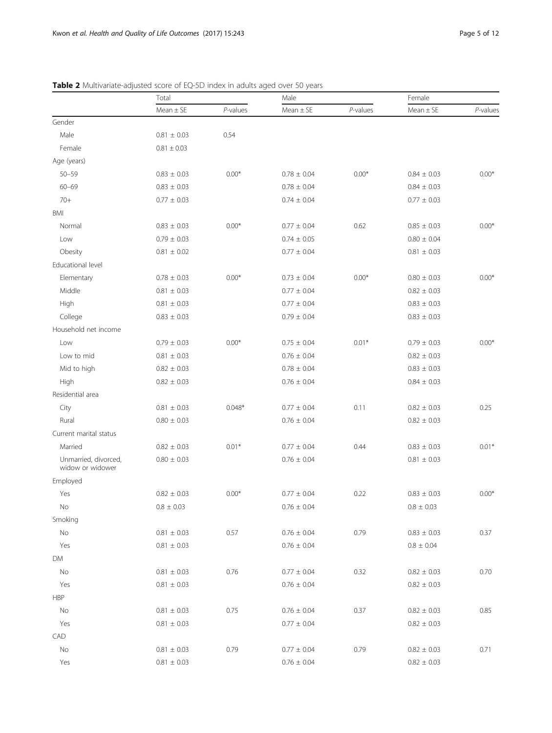**Table 2** Multivariate-adjusted score of EQ-5D index in adults aged over 50 years

| | Total | | Male | | Female | |
|---|---|---|---|---|---|---|
| | Mean ± SE | *P*-values | Mean ± SE | *P*-values | Mean ± SE | *P*-values |
| Gender | | | | | | |
| Male | 0.81 ± 0.03 | 0.54 | | | | |
| Female | 0.81 ± 0.03 | | | | | |
| Age (years) | | | | | | |
| 50–59 | 0.83 ± 0.03 | 0.00* | 0.78 ± 0.04 | 0.00* | 0.84 ± 0.03 | 0.00* |
| 60–69 | 0.83 ± 0.03 | | 0.78 ± 0.04 | | 0.84 ± 0.03 | |
| 70+ | 0.77 ± 0.03 | | 0.74 ± 0.04 | | 0.77 ± 0.03 | |
| BMI | | | | | | |
| Normal | 0.83 ± 0.03 | 0.00* | 0.77 ± 0.04 | 0.62 | 0.85 ± 0.03 | 0.00* |
| Low | 0.79 ± 0.03 | | 0.74 ± 0.05 | | 0.80 ± 0.04 | |
| Obesity | 0.81 ± 0.02 | | 0.77 ± 0.04 | | 0.81 ± 0.03 | |
| Educational level | | | | | | |
| Elementary | 0.78 ± 0.03 | 0.00* | 0.73 ± 0.04 | 0.00* | 0.80 ± 0.03 | 0.00* |
| Middle | 0.81 ± 0.03 | | 0.77 ± 0.04 | | 0.82 ± 0.03 | |
| High | 0.81 ± 0.03 | | 0.77 ± 0.04 | | 0.83 ± 0.03 | |
| College | 0.83 ± 0.03 | | 0.79 ± 0.04 | | 0.83 ± 0.03 | |
| Household net income | | | | | | |
| Low | 0.79 ± 0.03 | 0.00* | 0.75 ± 0.04 | 0.01* | 0.79 ± 0.03 | 0.00* |
| Low to mid | 0.81 ± 0.03 | | 0.76 ± 0.04 | | 0.82 ± 0.03 | |
| Mid to high | 0.82 ± 0.03 | | 0.78 ± 0.04 | | 0.83 ± 0.03 | |
| High | 0.82 ± 0.03 | | 0.76 ± 0.04 | | 0.84 ± 0.03 | |
| Residential area | | | | | | |
| City | 0.81 ± 0.03 | 0.048* | 0.77 ± 0.04 | 0.11 | 0.82 ± 0.03 | 0.25 |
| Rural | 0.80 ± 0.03 | | 0.76 ± 0.04 | | 0.82 ± 0.03 | |
| Current marital status | | | | | | |
| Married | 0.82 ± 0.03 | 0.01* | 0.77 ± 0.04 | 0.44 | 0.83 ± 0.03 | 0.01* |
| Unmarried, divorced, widow or widower | 0.80 ± 0.03 | | 0.76 ± 0.04 | | 0.81 ± 0.03 | |
| Employed | | | | | | |
| Yes | 0.82 ± 0.03 | 0.00* | 0.77 ± 0.04 | 0.22 | 0.83 ± 0.03 | 0.00* |
| No | 0.8 ± 0.03 | | 0.76 ± 0.04 | | 0.8 ± 0.03 | |
| Smoking | | | | | | |
| No | 0.81 ± 0.03 | 0.57 | 0.76 ± 0.04 | 0.79 | 0.83 ± 0.03 | 0.37 |
| Yes | 0.81 ± 0.03 | | 0.76 ± 0.04 | | 0.8 ± 0.04 | |
| DM | | | | | | |
| No | 0.81 ± 0.03 | 0.76 | 0.77 ± 0.04 | 0.32 | 0.82 ± 0.03 | 0.70 |
| Yes | 0.81 ± 0.03 | | 0.76 ± 0.04 | | 0.82 ± 0.03 | |
| HBP | | | | | | |
| No | 0.81 ± 0.03 | 0.75 | 0.76 ± 0.04 | 0.37 | 0.82 ± 0.03 | 0.85 |
| Yes | 0.81 ± 0.03 | | 0.77 ± 0.04 | | 0.82 ± 0.03 | |
| CAD | | | | | | |
| No | 0.81 ± 0.03 | 0.79 | 0.77 ± 0.04 | 0.79 | 0.82 ± 0.03 | 0.71 |
| Yes | 0.81 ± 0.03 | | 0.76 ± 0.04 | | 0.82 ± 0.03 | |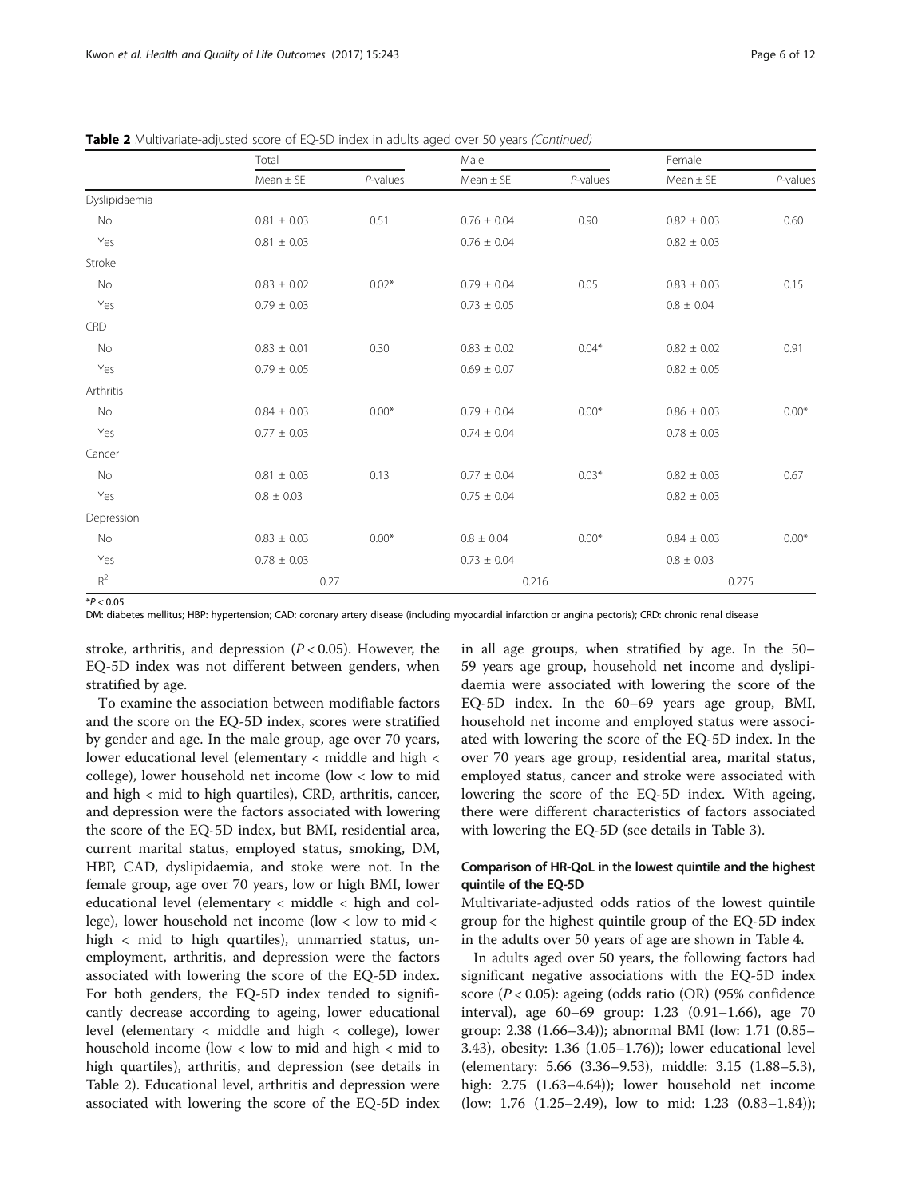**Table 2** Multivariate-adjusted score of EQ-5D index in adults aged over 50 years *(Continued)*

| | Total | | Male | | Female | |
|---|---|---|---|---|---|---|
| | Mean ± SE | *P*-values | Mean ± SE | *P*-values | Mean ± SE | *P*-values |
| Dyslipidaemia | | | | | | |
| No | 0.81 ± 0.03 | 0.51 | 0.76 ± 0.04 | 0.90 | 0.82 ± 0.03 | 0.60 |
| Yes | 0.81 ± 0.03 | | 0.76 ± 0.04 | | 0.82 ± 0.03 | |
| Stroke | | | | | | |
| No | 0.83 ± 0.02 | 0.02* | 0.79 ± 0.04 | 0.05 | 0.83 ± 0.03 | 0.15 |
| Yes | 0.79 ± 0.03 | | 0.73 ± 0.05 | | 0.8 ± 0.04 | |
| CRD | | | | | | |
| No | 0.83 ± 0.01 | 0.30 | 0.83 ± 0.02 | 0.04* | 0.82 ± 0.02 | 0.91 |
| Yes | 0.79 ± 0.05 | | 0.69 ± 0.07 | | 0.82 ± 0.05 | |
| Arthritis | | | | | | |
| No | 0.84 ± 0.03 | 0.00* | 0.79 ± 0.04 | 0.00* | 0.86 ± 0.03 | 0.00* |
| Yes | 0.77 ± 0.03 | | 0.74 ± 0.04 | | 0.78 ± 0.03 | |
| Cancer | | | | | | |
| No | 0.81 ± 0.03 | 0.13 | 0.77 ± 0.04 | 0.03* | 0.82 ± 0.03 | 0.67 |
| Yes | 0.8 ± 0.03 | | 0.75 ± 0.04 | | 0.82 ± 0.03 | |
| Depression | | | | | | |
| No | 0.83 ± 0.03 | 0.00* | 0.8 ± 0.04 | 0.00* | 0.84 ± 0.03 | 0.00* |
| Yes | 0.78 ± 0.03 | | 0.73 ± 0.04 | | 0.8 ± 0.03 | |
| $R^2$ | 0.27 | | 0.216 | | 0.275 | |

*$P < 0.05$

DM: diabetes mellitus; HBP: hypertension; CAD: coronary artery disease (including myocardial infarction or angina pectoris); CRD: chronic renal disease

stroke, arthritis, and depression ($P < 0.05$). However, the EQ-5D index was not different between genders, when stratified by age.

To examine the association between modifiable factors and the score on the EQ-5D index, scores were stratified by gender and age. In the male group, age over 70 years, lower educational level (elementary < middle and high < college), lower household net income (low < low to mid and high < mid to high quartiles), CRD, arthritis, cancer, and depression were the factors associated with lowering the score of the EQ-5D index, but BMI, residential area, current marital status, employed status, smoking, DM, HBP, CAD, dyslipidaemia, and stoke were not. In the female group, age over 70 years, low or high BMI, lower educational level (elementary < middle < high and college), lower household net income (low < low to mid < high < mid to high quartiles), unmarried status, unemployment, arthritis, and depression were the factors associated with lowering the score of the EQ-5D index. For both genders, the EQ-5D index tended to significantly decrease according to ageing, lower educational level (elementary < middle and high < college), lower household income (low < low to mid and high < mid to high quartiles), arthritis, and depression (see details in Table 2). Educational level, arthritis and depression were associated with lowering the score of the EQ-5D index in all age groups, when stratified by age. In the 50–59 years age group, household net income and dyslipidaemia were associated with lowering the score of the EQ-5D index. In the 60–69 years age group, BMI, household net income and employed status were associated with lowering the score of the EQ-5D index. In the over 70 years age group, residential area, marital status, employed status, cancer and stroke were associated with lowering the score of the EQ-5D index. With ageing, there were different characteristics of factors associated with lowering the EQ-5D (see details in Table 3).

### Comparison of HR-QoL in the lowest quintile and the highest quintile of the EQ-5D

Multivariate-adjusted odds ratios of the lowest quintile group for the highest quintile group of the EQ-5D index in the adults over 50 years of age are shown in Table 4.

In adults aged over 50 years, the following factors had significant negative associations with the EQ-5D index score ($P < 0.05$): ageing (odds ratio (OR) (95% confidence interval), age 60–69 group: 1.23 (0.91–1.66), age 70 group: 2.38 (1.66–3.4)); abnormal BMI (low: 1.71 (0.85–3.43), obesity: 1.36 (1.05–1.76)); lower educational level (elementary: 5.66 (3.36–9.53), middle: 3.15 (1.88–5.3), high: 2.75 (1.63–4.64)); lower household net income (low: 1.76 (1.25–2.49), low to mid: 1.23 (0.83–1.84));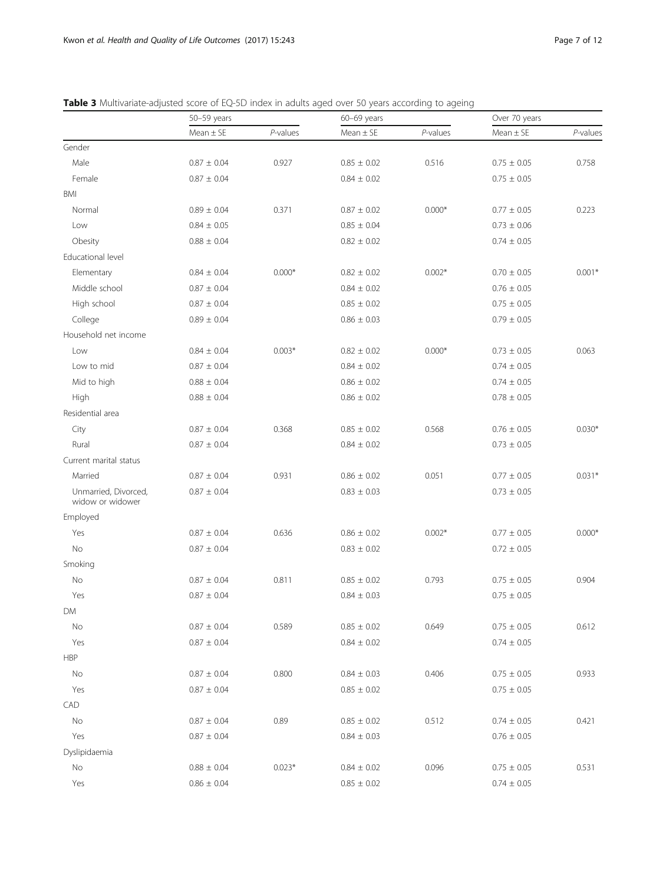**Table 3** Multivariate-adjusted score of EQ-5D index in adults aged over 50 years according to ageing

| | 50–59 years | | 60–69 years | | Over 70 years | |
|---|---|---|---|---|---|---|
| | Mean ± SE | *P*-values | Mean ± SE | *P*-values | Mean ± SE | *P*-values |
| Gender | | | | | | |
| Male | 0.87 ± 0.04 | 0.927 | 0.85 ± 0.02 | 0.516 | 0.75 ± 0.05 | 0.758 |
| Female | 0.87 ± 0.04 | | 0.84 ± 0.02 | | 0.75 ± 0.05 | |
| BMI | | | | | | |
| Normal | 0.89 ± 0.04 | 0.371 | 0.87 ± 0.02 | 0.000* | 0.77 ± 0.05 | 0.223 |
| Low | 0.84 ± 0.05 | | 0.85 ± 0.04 | | 0.73 ± 0.06 | |
| Obesity | 0.88 ± 0.04 | | 0.82 ± 0.02 | | 0.74 ± 0.05 | |
| Educational level | | | | | | |
| Elementary | 0.84 ± 0.04 | 0.000* | 0.82 ± 0.02 | 0.002* | 0.70 ± 0.05 | 0.001* |
| Middle school | 0.87 ± 0.04 | | 0.84 ± 0.02 | | 0.76 ± 0.05 | |
| High school | 0.87 ± 0.04 | | 0.85 ± 0.02 | | 0.75 ± 0.05 | |
| College | 0.89 ± 0.04 | | 0.86 ± 0.03 | | 0.79 ± 0.05 | |
| Household net income | | | | | | |
| Low | 0.84 ± 0.04 | 0.003* | 0.82 ± 0.02 | 0.000* | 0.73 ± 0.05 | 0.063 |
| Low to mid | 0.87 ± 0.04 | | 0.84 ± 0.02 | | 0.74 ± 0.05 | |
| Mid to high | 0.88 ± 0.04 | | 0.86 ± 0.02 | | 0.74 ± 0.05 | |
| High | 0.88 ± 0.04 | | 0.86 ± 0.02 | | 0.78 ± 0.05 | |
| Residential area | | | | | | |
| City | 0.87 ± 0.04 | 0.368 | 0.85 ± 0.02 | 0.568 | 0.76 ± 0.05 | 0.030* |
| Rural | 0.87 ± 0.04 | | 0.84 ± 0.02 | | 0.73 ± 0.05 | |
| Current marital status | | | | | | |
| Married | 0.87 ± 0.04 | 0.931 | 0.86 ± 0.02 | 0.051 | 0.77 ± 0.05 | 0.031* |
| Unmarried, Divorced, widow or widower | 0.87 ± 0.04 | | 0.83 ± 0.03 | | 0.73 ± 0.05 | |
| Employed | | | | | | |
| Yes | 0.87 ± 0.04 | 0.636 | 0.86 ± 0.02 | 0.002* | 0.77 ± 0.05 | 0.000* |
| No | 0.87 ± 0.04 | | 0.83 ± 0.02 | | 0.72 ± 0.05 | |
| Smoking | | | | | | |
| No | 0.87 ± 0.04 | 0.811 | 0.85 ± 0.02 | 0.793 | 0.75 ± 0.05 | 0.904 |
| Yes | 0.87 ± 0.04 | | 0.84 ± 0.03 | | 0.75 ± 0.05 | |
| DM | | | | | | |
| No | 0.87 ± 0.04 | 0.589 | 0.85 ± 0.02 | 0.649 | 0.75 ± 0.05 | 0.612 |
| Yes | 0.87 ± 0.04 | | 0.84 ± 0.02 | | 0.74 ± 0.05 | |
| HBP | | | | | | |
| No | 0.87 ± 0.04 | 0.800 | 0.84 ± 0.03 | 0.406 | 0.75 ± 0.05 | 0.933 |
| Yes | 0.87 ± 0.04 | | 0.85 ± 0.02 | | 0.75 ± 0.05 | |
| CAD | | | | | | |
| No | 0.87 ± 0.04 | 0.89 | 0.85 ± 0.02 | 0.512 | 0.74 ± 0.05 | 0.421 |
| Yes | 0.87 ± 0.04 | | 0.84 ± 0.03 | | 0.76 ± 0.05 | |
| Dyslipidaemia | | | | | | |
| No | 0.88 ± 0.04 | 0.023* | 0.84 ± 0.02 | 0.096 | 0.75 ± 0.05 | 0.531 |
| Yes | 0.86 ± 0.04 | | 0.85 ± 0.02 | | 0.74 ± 0.05 | |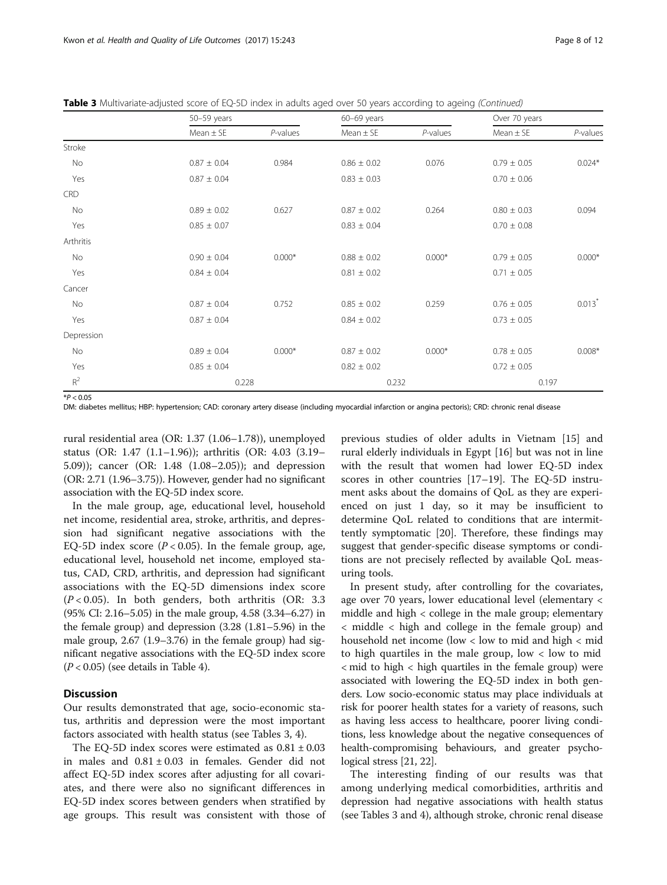**Table 3** Multivariate-adjusted score of EQ-5D index in adults aged over 50 years according to ageing *(Continued)*

| | 50–59 years | | 60–69 years | | Over 70 years | |
|---|---|---|---|---|---|---|
| | Mean ± SE | *P*-values | Mean ± SE | *P*-values | Mean ± SE | *P*-values |
| Stroke | | | | | | |
| No | 0.87 ± 0.04 | 0.984 | 0.86 ± 0.02 | 0.076 | 0.79 ± 0.05 | 0.024* |
| Yes | 0.87 ± 0.04 | | 0.83 ± 0.03 | | 0.70 ± 0.06 | |
| CRD | | | | | | |
| No | 0.89 ± 0.02 | 0.627 | 0.87 ± 0.02 | 0.264 | 0.80 ± 0.03 | 0.094 |
| Yes | 0.85 ± 0.07 | | 0.83 ± 0.04 | | 0.70 ± 0.08 | |
| Arthritis | | | | | | |
| No | 0.90 ± 0.04 | 0.000* | 0.88 ± 0.02 | 0.000* | 0.79 ± 0.05 | 0.000* |
| Yes | 0.84 ± 0.04 | | 0.81 ± 0.02 | | 0.71 ± 0.05 | |
| Cancer | | | | | | |
| No | 0.87 ± 0.04 | 0.752 | 0.85 ± 0.02 | 0.259 | 0.76 ± 0.05 | 0.013* |
| Yes | 0.87 ± 0.04 | | 0.84 ± 0.02 | | 0.73 ± 0.05 | |
| Depression | | | | | | |
| No | 0.89 ± 0.04 | 0.000* | 0.87 ± 0.02 | 0.000* | 0.78 ± 0.05 | 0.008* |
| Yes | 0.85 ± 0.04 | | 0.82 ± 0.02 | | 0.72 ± 0.05 | |
| $R^2$ | 0.228 | | 0.232 | | 0.197 | |

*$P < 0.05$

DM: diabetes mellitus; HBP: hypertension; CAD: coronary artery disease (including myocardial infarction or angina pectoris); CRD: chronic renal disease

rural residential area (OR: 1.37 (1.06–1.78)), unemployed status (OR: 1.47 (1.1–1.96)); arthritis (OR: 4.03 (3.19–5.09)); cancer (OR: 1.48 (1.08–2.05)); and depression (OR: 2.71 (1.96–3.75)). However, gender had no significant association with the EQ-5D index score.

In the male group, age, educational level, household net income, residential area, stroke, arthritis, and depression had significant negative associations with the EQ-5D index score ($P < 0.05$). In the female group, age, educational level, household net income, employed status, CAD, CRD, arthritis, and depression had significant associations with the EQ-5D dimensions index score ($P < 0.05$). In both genders, both arthritis (OR: 3.3 (95% CI: 2.16–5.05) in the male group, 4.58 (3.34–6.27) in the female group) and depression (3.28 (1.81–5.96) in the male group, 2.67 (1.9–3.76) in the female group) had significant negative associations with the EQ-5D index score ($P < 0.05$) (see details in Table 4).

## Discussion

Our results demonstrated that age, socio-economic status, arthritis and depression were the most important factors associated with health status (see Tables 3, 4).

The EQ-5D index scores were estimated as 0.81 ± 0.03 in males and 0.81 ± 0.03 in females. Gender did not affect EQ-5D index scores after adjusting for all covariates, and there were also no significant differences in EQ-5D index scores between genders when stratified by age groups. This result was consistent with those of previous studies of older adults in Vietnam [15] and rural elderly individuals in Egypt [16] but was not in line with the result that women had lower EQ-5D index scores in other countries [17–19]. The EQ-5D instrument asks about the domains of QoL as they are experienced on just 1 day, so it may be insufficient to determine QoL related to conditions that are intermittently symptomatic [20]. Therefore, these findings may suggest that gender-specific disease symptoms or conditions are not precisely reflected by available QoL measuring tools.

In present study, after controlling for the covariates, age over 70 years, lower educational level (elementary < middle and high < college in the male group; elementary < middle < high and college in the female group) and household net income (low < low to mid and high < mid to high quartiles in the male group, low < low to mid < mid to high < high quartiles in the female group) were associated with lowering the EQ-5D index in both genders. Low socio-economic status may place individuals at risk for poorer health states for a variety of reasons, such as having less access to healthcare, poorer living conditions, less knowledge about the negative consequences of health-compromising behaviours, and greater psychological stress [21, 22].

The interesting finding of our results was that among underlying medical comorbidities, arthritis and depression had negative associations with health status (see Tables 3 and 4), although stroke, chronic renal disease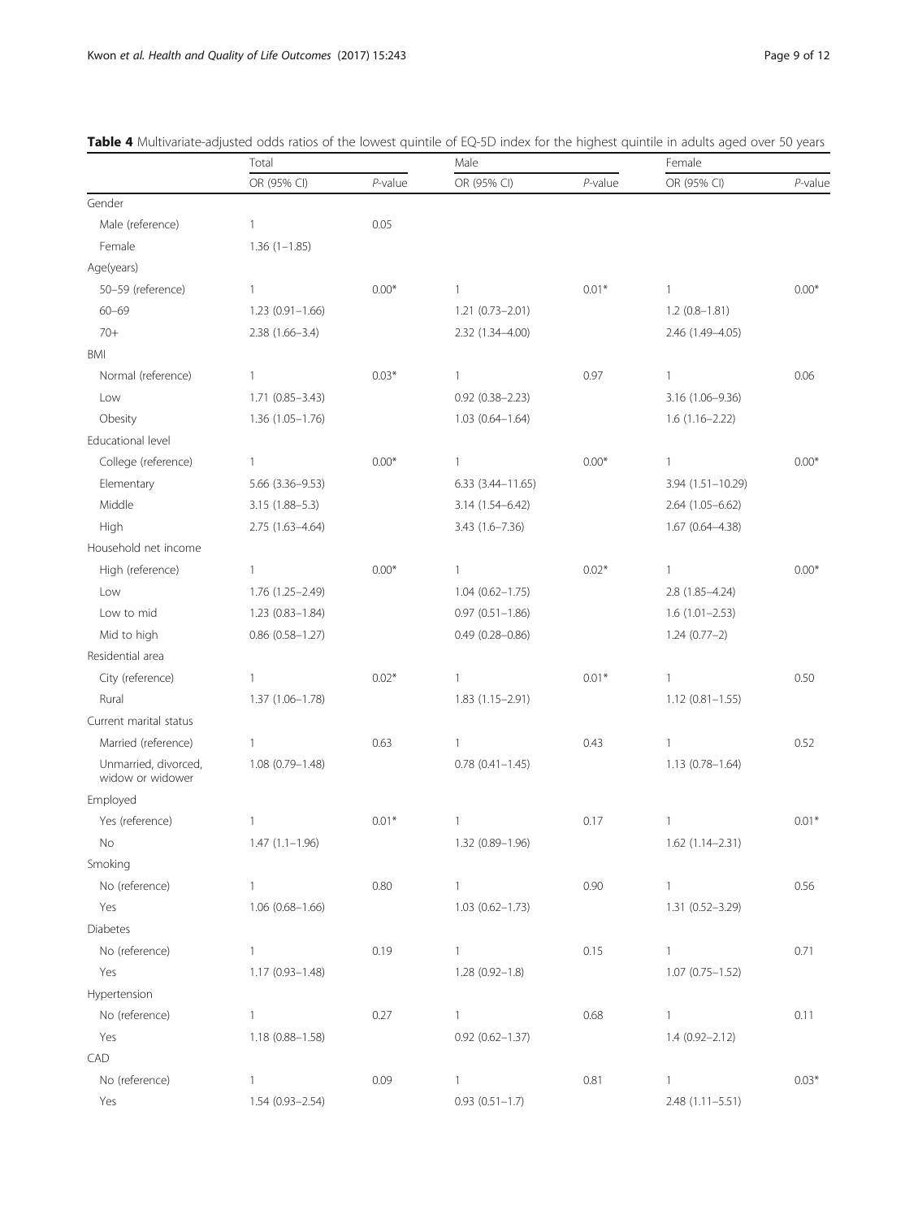**Table 4** Multivariate-adjusted odds ratios of the lowest quintile of EQ-5D index for the highest quintile in adults aged over 50 years

| | Total | | Male | | Female | |
|---|---|---|---|---|---|---|
| | OR (95% CI) | *P*-value | OR (95% CI) | *P*-value | OR (95% CI) | *P*-value |
| Gender | | | | | | |
| Male (reference) | 1 | 0.05 | | | | |
| Female | 1.36 (1–1.85) | | | | | |
| Age(years) | | | | | | |
| 50–59 (reference) | 1 | 0.00* | 1 | 0.01* | 1 | 0.00* |
| 60–69 | 1.23 (0.91–1.66) | | 1.21 (0.73–2.01) | | 1.2 (0.8–1.81) | |
| 70+ | 2.38 (1.66–3.4) | | 2.32 (1.34–4.00) | | 2.46 (1.49–4.05) | |
| BMI | | | | | | |
| Normal (reference) | 1 | 0.03* | 1 | 0.97 | 1 | 0.06 |
| Low | 1.71 (0.85–3.43) | | 0.92 (0.38–2.23) | | 3.16 (1.06–9.36) | |
| Obesity | 1.36 (1.05–1.76) | | 1.03 (0.64–1.64) | | 1.6 (1.16–2.22) | |
| Educational level | | | | | | |
| College (reference) | 1 | 0.00* | 1 | 0.00* | 1 | 0.00* |
| Elementary | 5.66 (3.36–9.53) | | 6.33 (3.44–11.65) | | 3.94 (1.51–10.29) | |
| Middle | 3.15 (1.88–5.3) | | 3.14 (1.54–6.42) | | 2.64 (1.05–6.62) | |
| High | 2.75 (1.63–4.64) | | 3.43 (1.6–7.36) | | 1.67 (0.64–4.38) | |
| Household net income | | | | | | |
| High (reference) | 1 | 0.00* | 1 | 0.02* | 1 | 0.00* |
| Low | 1.76 (1.25–2.49) | | 1.04 (0.62–1.75) | | 2.8 (1.85–4.24) | |
| Low to mid | 1.23 (0.83–1.84) | | 0.97 (0.51–1.86) | | 1.6 (1.01–2.53) | |
| Mid to high | 0.86 (0.58–1.27) | | 0.49 (0.28–0.86) | | 1.24 (0.77–2) | |
| Residential area | | | | | | |
| City (reference) | 1 | 0.02* | 1 | 0.01* | 1 | 0.50 |
| Rural | 1.37 (1.06–1.78) | | 1.83 (1.15–2.91) | | 1.12 (0.81–1.55) | |
| Current marital status | | | | | | |
| Married (reference) | 1 | 0.63 | 1 | 0.43 | 1 | 0.52 |
| Unmarried, divorced, widow or widower | 1.08 (0.79–1.48) | | 0.78 (0.41–1.45) | | 1.13 (0.78–1.64) | |
| Employed | | | | | | |
| Yes (reference) | 1 | 0.01* | 1 | 0.17 | 1 | 0.01* |
| No | 1.47 (1.1–1.96) | | 1.32 (0.89–1.96) | | 1.62 (1.14–2.31) | |
| Smoking | | | | | | |
| No (reference) | 1 | 0.80 | 1 | 0.90 | 1 | 0.56 |
| Yes | 1.06 (0.68–1.66) | | 1.03 (0.62–1.73) | | 1.31 (0.52–3.29) | |
| Diabetes | | | | | | |
| No (reference) | 1 | 0.19 | 1 | 0.15 | 1 | 0.71 |
| Yes | 1.17 (0.93–1.48) | | 1.28 (0.92–1.8) | | 1.07 (0.75–1.52) | |
| Hypertension | | | | | | |
| No (reference) | 1 | 0.27 | 1 | 0.68 | 1 | 0.11 |
| Yes | 1.18 (0.88–1.58) | | 0.92 (0.62–1.37) | | 1.4 (0.92–2.12) | |
| CAD | | | | | | |
| No (reference) | 1 | 0.09 | 1 | 0.81 | 1 | 0.03* |
| Yes | 1.54 (0.93–2.54) | | 0.93 (0.51–1.7) | | 2.48 (1.11–5.51) | |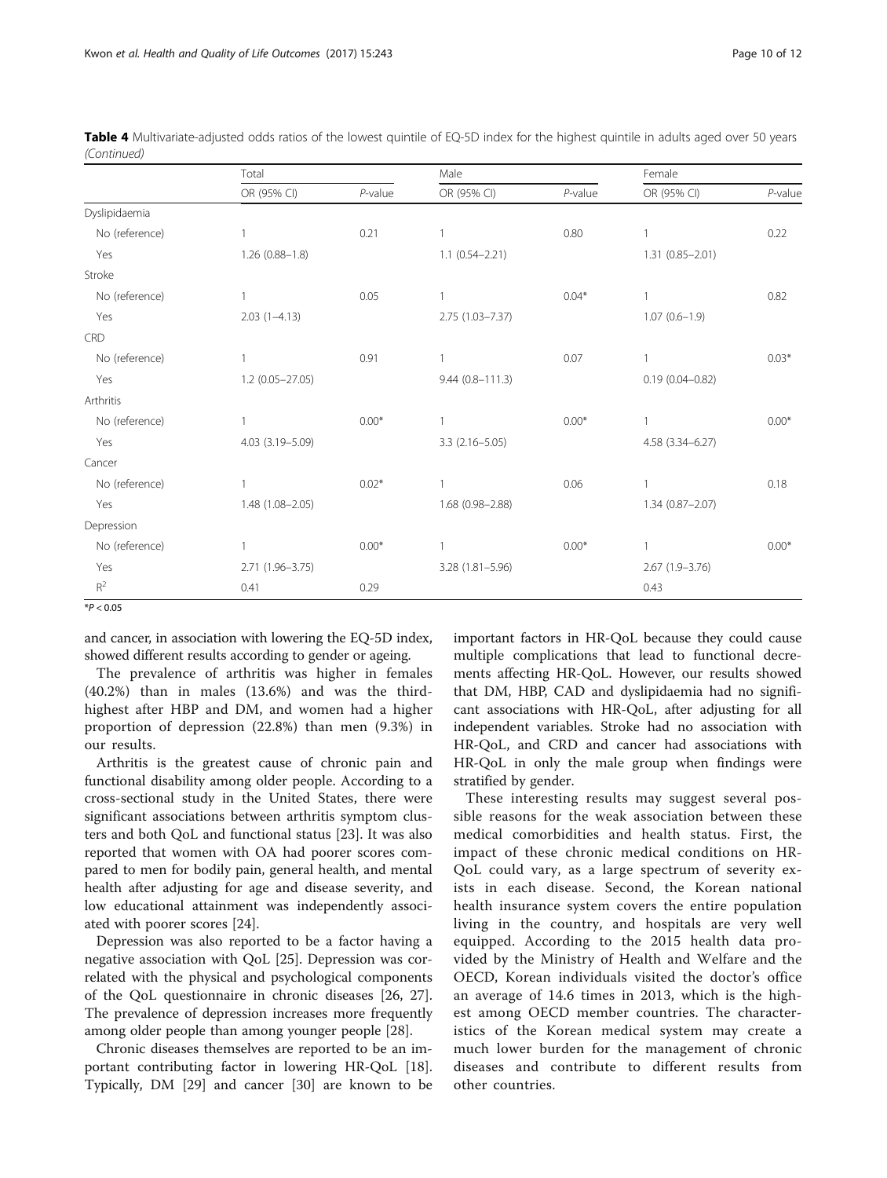**Table 4** Multivariate-adjusted odds ratios of the lowest quintile of EQ-5D index for the highest quintile in adults aged over 50 years *(Continued)*

| | Total | | Male | | Female | |
|---|---|---|---|---|---|---|
| | OR (95% CI) | *P*-value | OR (95% CI) | *P*-value | OR (95% CI) | *P*-value |
| Dyslipidaemia | | | | | | |
| No (reference) | 1 | 0.21 | 1 | 0.80 | 1 | 0.22 |
| Yes | 1.26 (0.88–1.8) | | 1.1 (0.54–2.21) | | 1.31 (0.85–2.01) | |
| Stroke | | | | | | |
| No (reference) | 1 | 0.05 | 1 | 0.04* | 1 | 0.82 |
| Yes | 2.03 (1–4.13) | | 2.75 (1.03–7.37) | | 1.07 (0.6–1.9) | |
| CRD | | | | | | |
| No (reference) | 1 | 0.91 | 1 | 0.07 | 1 | 0.03* |
| Yes | 1.2 (0.05–27.05) | | 9.44 (0.8–111.3) | | 0.19 (0.04–0.82) | |
| Arthritis | | | | | | |
| No (reference) | 1 | 0.00* | 1 | 0.00* | 1 | 0.00* |
| Yes | 4.03 (3.19–5.09) | | 3.3 (2.16–5.05) | | 4.58 (3.34–6.27) | |
| Cancer | | | | | | |
| No (reference) | 1 | 0.02* | 1 | 0.06 | 1 | 0.18 |
| Yes | 1.48 (1.08–2.05) | | 1.68 (0.98–2.88) | | 1.34 (0.87–2.07) | |
| Depression | | | | | | |
| No (reference) | 1 | 0.00* | 1 | 0.00* | 1 | 0.00* |
| Yes | 2.71 (1.96–3.75) | | 3.28 (1.81–5.96) | | 2.67 (1.9–3.76) | |
| $R^2$ | 0.41 | 0.29 | | | 0.43 | |

*$P < 0.05$

and cancer, in association with lowering the EQ-5D index, showed different results according to gender or ageing.

The prevalence of arthritis was higher in females (40.2%) than in males (13.6%) and was the third-highest after HBP and DM, and women had a higher proportion of depression (22.8%) than men (9.3%) in our results.

Arthritis is the greatest cause of chronic pain and functional disability among older people. According to a cross-sectional study in the United States, there were significant associations between arthritis symptom clusters and both QoL and functional status [23]. It was also reported that women with OA had poorer scores compared to men for bodily pain, general health, and mental health after adjusting for age and disease severity, and low educational attainment was independently associated with poorer scores [24].

Depression was also reported to be a factor having a negative association with QoL [25]. Depression was correlated with the physical and psychological components of the QoL questionnaire in chronic diseases [26, 27]. The prevalence of depression increases more frequently among older people than among younger people [28].

Chronic diseases themselves are reported to be an important contributing factor in lowering HR-QoL [18]. Typically, DM [29] and cancer [30] are known to be important factors in HR-QoL because they could cause multiple complications that lead to functional decrements affecting HR-QoL. However, our results showed that DM, HBP, CAD and dyslipidaemia had no significant associations with HR-QoL, after adjusting for all independent variables. Stroke had no association with HR-QoL, and CRD and cancer had associations with HR-QoL in only the male group when findings were stratified by gender.

These interesting results may suggest several possible reasons for the weak association between these medical comorbidities and health status. First, the impact of these chronic medical conditions on HR-QoL could vary, as a large spectrum of severity exists in each disease. Second, the Korean national health insurance system covers the entire population living in the country, and hospitals are very well equipped. According to the 2015 health data provided by the Ministry of Health and Welfare and the OECD, Korean individuals visited the doctor's office an average of 14.6 times in 2013, which is the highest among OECD member countries. The characteristics of the Korean medical system may create a much lower burden for the management of chronic diseases and contribute to different results from other countries.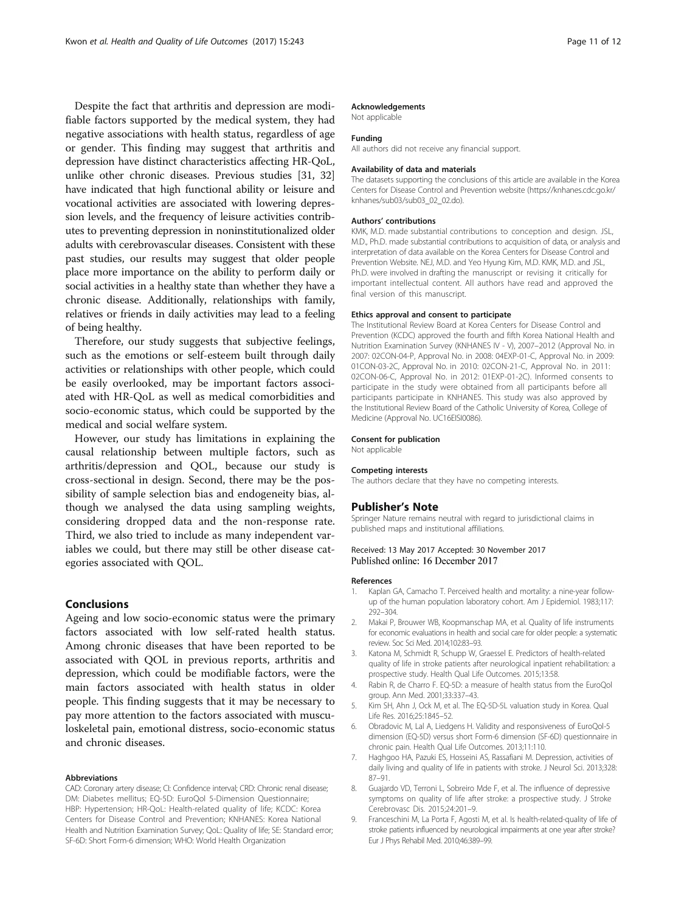Despite the fact that arthritis and depression are modifiable factors supported by the medical system, they had negative associations with health status, regardless of age or gender. This finding may suggest that arthritis and depression have distinct characteristics affecting HR-QoL, unlike other chronic diseases. Previous studies [31, 32] have indicated that high functional ability or leisure and vocational activities are associated with lowering depression levels, and the frequency of leisure activities contributes to preventing depression in noninstitutionalized older adults with cerebrovascular diseases. Consistent with these past studies, our results may suggest that older people place more importance on the ability to perform daily or social activities in a healthy state than whether they have a chronic disease. Additionally, relationships with family, relatives or friends in daily activities may lead to a feeling of being healthy.

Therefore, our study suggests that subjective feelings, such as the emotions or self-esteem built through daily activities or relationships with other people, which could be easily overlooked, may be important factors associated with HR-QoL as well as medical comorbidities and socio-economic status, which could be supported by the medical and social welfare system.

However, our study has limitations in explaining the causal relationship between multiple factors, such as arthritis/depression and QOL, because our study is cross-sectional in design. Second, there may be the possibility of sample selection bias and endogeneity bias, although we analysed the data using sampling weights, considering dropped data and the non-response rate. Third, we also tried to include as many independent variables we could, but there may still be other disease categories associated with QOL.

## Conclusions

Ageing and low socio-economic status were the primary factors associated with low self-rated health status. Among chronic diseases that have been reported to be associated with QOL in previous reports, arthritis and depression, which could be modifiable factors, were the main factors associated with health status in older people. This finding suggests that it may be necessary to pay more attention to the factors associated with musculoskeletal pain, emotional distress, socio-economic status and chronic diseases.

#### Abbreviations

CAD: Coronary artery disease; CI: Confidence interval; CRD: Chronic renal disease; DM: Diabetes mellitus; EQ-5D: EuroQol 5-Dimension Questionnaire; HBP: Hypertension; HR-QoL: Health-related quality of life; KCDC: Korea Centers for Disease Control and Prevention; KNHANES: Korea National Health and Nutrition Examination Survey; QoL: Quality of life; SE: Standard error; SF-6D: Short Form-6 dimension; WHO: World Health Organization

#### Acknowledgements

Not applicable

#### Funding

All authors did not receive any financial support.

#### Availability of data and materials

The datasets supporting the conclusions of this article are available in the Korea Centers for Disease Control and Prevention website (https://knhanes.cdc.go.kr/knhanes/sub03/sub03_02_02.do).

#### Authors' contributions

KMK, M.D. made substantial contributions to conception and design. JSL, M.D., Ph.D. made substantial contributions to acquisition of data, or analysis and interpretation of data available on the Korea Centers for Disease Control and Prevention Website. NEJ, M.D. and Yeo Hyung Kim, M.D. KMK, M.D. and JSL, Ph.D. were involved in drafting the manuscript or revising it critically for important intellectual content. All authors have read and approved the final version of this manuscript.

#### Ethics approval and consent to participate

The Institutional Review Board at Korea Centers for Disease Control and Prevention (KCDC) approved the fourth and fifth Korea National Health and Nutrition Examination Survey (KNHANES IV - V), 2007–2012 (Approval No. in 2007: 02CON-04-P, Approval No. in 2008: 04EXP-01-C, Approval No. in 2009: 01CON-03-2C, Approval No. in 2010: 02CON-21-C, Approval No. in 2011: 02CON-06-C, Approval No. in 2012: 01EXP-01-2C). Informed consents to participate in the study were obtained from all participants before all participants participate in KNHANES. This study was also approved by the Institutional Review Board of the Catholic University of Korea, College of Medicine (Approval No. UC16EISI0086).

#### Consent for publication

Not applicable

#### Competing interests

The authors declare that they have no competing interests.

### Publisher's Note

Springer Nature remains neutral with regard to jurisdictional claims in published maps and institutional affiliations.

Received: 13 May 2017 Accepted: 30 November 2017
Published online: 16 December 2017

#### References

1. Kaplan GA, Camacho T. Perceived health and mortality: a nine-year follow-up of the human population laboratory cohort. Am J Epidemiol. 1983;117:292–304.
2. Makai P, Brouwer WB, Koopmanschap MA, et al. Quality of life instruments for economic evaluations in health and social care for older people: a systematic review. Soc Sci Med. 2014;102:83–93.
3. Katona M, Schmidt R, Schupp W, Graessel E. Predictors of health-related quality of life in stroke patients after neurological inpatient rehabilitation: a prospective study. Health Qual Life Outcomes. 2015;13:58.
4. Rabin R, de Charro F. EQ-5D: a measure of health status from the EuroQol group. Ann Med. 2001;33:337–43.
5. Kim SH, Ahn J, Ock M, et al. The EQ-5D-5L valuation study in Korea. Qual Life Res. 2016;25:1845–52.
6. Obradovic M, Lal A, Liedgens H. Validity and responsiveness of EuroQol-5 dimension (EQ-5D) versus short Form-6 dimension (SF-6D) questionnaire in chronic pain. Health Qual Life Outcomes. 2013;11:110.
7. Haghgoo HA, Pazuki ES, Hosseini AS, Rassafiani M. Depression, activities of daily living and quality of life in patients with stroke. J Neurol Sci. 2013;328:87–91.
8. Guajardo VD, Terroni L, Sobreiro Mde F, et al. The influence of depressive symptoms on quality of life after stroke: a prospective study. J Stroke Cerebrovasc Dis. 2015;24:201–9.
9. Franceschini M, La Porta F, Agosti M, et al. Is health-related-quality of life of stroke patients influenced by neurological impairments at one year after stroke? Eur J Phys Rehabil Med. 2010;46:389–99.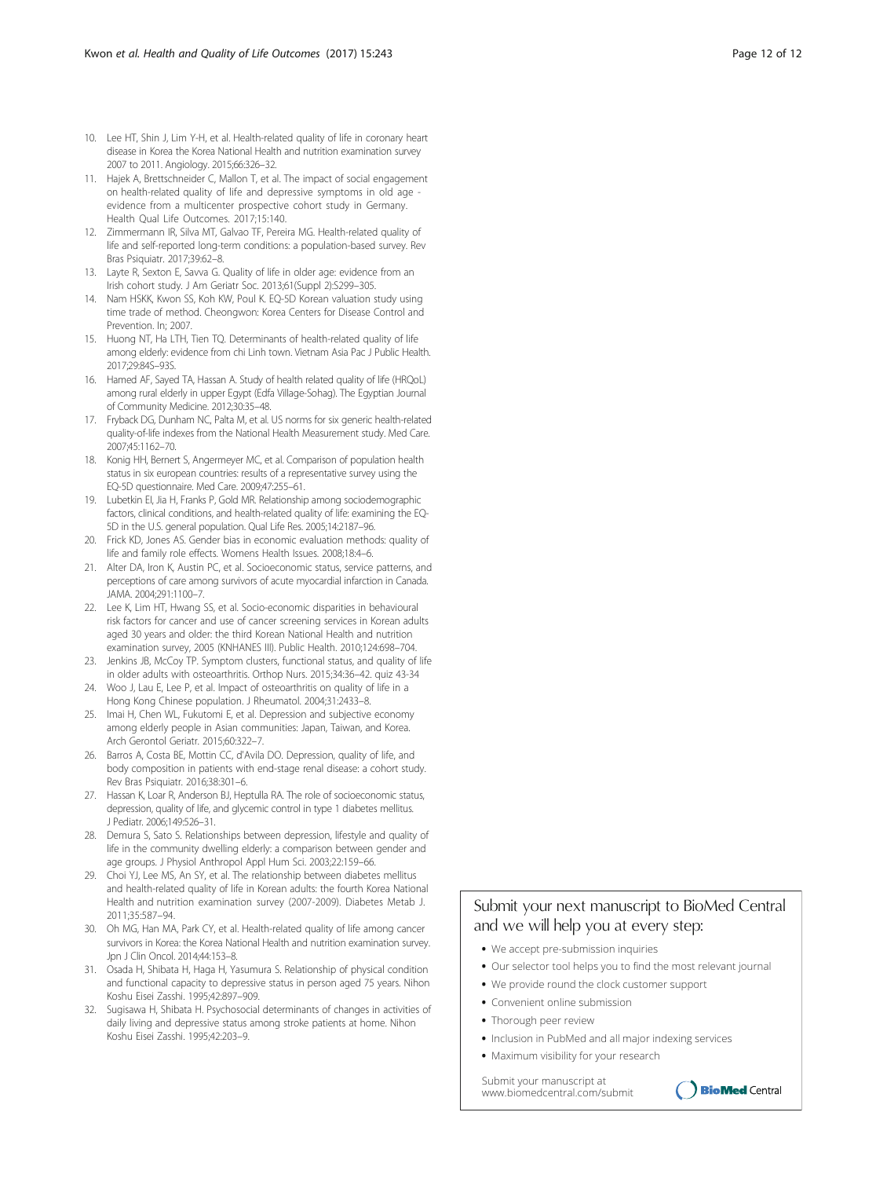10. Lee HT, Shin J, Lim Y-H, et al. Health-related quality of life in coronary heart disease in Korea the Korea National Health and nutrition examination survey 2007 to 2011. Angiology. 2015;66:326–32.
11. Hajek A, Brettschneider C, Mallon T, et al. The impact of social engagement on health-related quality of life and depressive symptoms in old age - evidence from a multicenter prospective cohort study in Germany. Health Qual Life Outcomes. 2017;15:140.
12. Zimmermann IR, Silva MT, Galvao TF, Pereira MG. Health-related quality of life and self-reported long-term conditions: a population-based survey. Rev Bras Psiquiatr. 2017;39:62–8.
13. Layte R, Sexton E, Savva G. Quality of life in older age: evidence from an Irish cohort study. J Am Geriatr Soc. 2013;61(Suppl 2):S299–305.
14. Nam HSKK, Kwon SS, Koh KW, Poul K. EQ-5D Korean valuation study using time trade of method. Cheongwon: Korea Centers for Disease Control and Prevention. In; 2007.
15. Huong NT, Ha LTH, Tien TQ. Determinants of health-related quality of life among elderly: evidence from chi Linh town. Vietnam Asia Pac J Public Health. 2017;29:84S–93S.
16. Hamed AF, Sayed TA, Hassan A. Study of health related quality of life (HRQoL) among rural elderly in upper Egypt (Edfa Village-Sohag). The Egyptian Journal of Community Medicine. 2012;30:35–48.
17. Fryback DG, Dunham NC, Palta M, et al. US norms for six generic health-related quality-of-life indexes from the National Health Measurement study. Med Care. 2007;45:1162–70.
18. Konig HH, Bernert S, Angermeyer MC, et al. Comparison of population health status in six european countries: results of a representative survey using the EQ-5D questionnaire. Med Care. 2009;47:255–61.
19. Lubetkin EI, Jia H, Franks P, Gold MR. Relationship among sociodemographic factors, clinical conditions, and health-related quality of life: examining the EQ-5D in the U.S. general population. Qual Life Res. 2005;14:2187–96.
20. Frick KD, Jones AS. Gender bias in economic evaluation methods: quality of life and family role effects. Womens Health Issues. 2008;18:4–6.
21. Alter DA, Iron K, Austin PC, et al. Socioeconomic status, service patterns, and perceptions of care among survivors of acute myocardial infarction in Canada. JAMA. 2004;291:1100–7.
22. Lee K, Lim HT, Hwang SS, et al. Socio-economic disparities in behavioural risk factors for cancer and use of cancer screening services in Korean adults aged 30 years and older: the third Korean National Health and nutrition examination survey, 2005 (KNHANES III). Public Health. 2010;124:698–704.
23. Jenkins JB, McCoy TP. Symptom clusters, functional status, and quality of life in older adults with osteoarthritis. Orthop Nurs. 2015;34:36–42. quiz 43-34
24. Woo J, Lau E, Lee P, et al. Impact of osteoarthritis on quality of life in a Hong Kong Chinese population. J Rheumatol. 2004;31:2433–8.
25. Imai H, Chen WL, Fukutomi E, et al. Depression and subjective economy among elderly people in Asian communities: Japan, Taiwan, and Korea. Arch Gerontol Geriatr. 2015;60:322–7.
26. Barros A, Costa BE, Mottin CC, d'Avila DO. Depression, quality of life, and body composition in patients with end-stage renal disease: a cohort study. Rev Bras Psiquiatr. 2016;38:301–6.
27. Hassan K, Loar R, Anderson BJ, Heptulla RA. The role of socioeconomic status, depression, quality of life, and glycemic control in type 1 diabetes mellitus. J Pediatr. 2006;149:526–31.
28. Demura S, Sato S. Relationships between depression, lifestyle and quality of life in the community dwelling elderly: a comparison between gender and age groups. J Physiol Anthropol Appl Hum Sci. 2003;22:159–66.
29. Choi YJ, Lee MS, An SY, et al. The relationship between diabetes mellitus and health-related quality of life in Korean adults: the fourth Korea National Health and nutrition examination survey (2007-2009). Diabetes Metab J. 2011;35:587–94.
30. Oh MG, Han MA, Park CY, et al. Health-related quality of life among cancer survivors in Korea: the Korea National Health and nutrition examination survey. Jpn J Clin Oncol. 2014;44:153–8.
31. Osada H, Shibata H, Haga H, Yasumura S. Relationship of physical condition and functional capacity to depressive status in person aged 75 years. Nihon Koshu Eisei Zasshi. 1995;42:897–909.
32. Sugisawa H, Shibata H. Psychosocial determinants of changes in activities of daily living and depressive status among stroke patients at home. Nihon Koshu Eisei Zasshi. 1995;42:203–9.

Submit your next manuscript to BioMed Central and we will help you at every step:

- We accept pre-submission inquiries
- Our selector tool helps you to find the most relevant journal
- We provide round the clock customer support
- Convenient online submission
- Thorough peer review
- Inclusion in PubMed and all major indexing services
- Maximum visibility for your research

Submit your manuscript at
www.biomedcentral.com/submit

BioMed Central